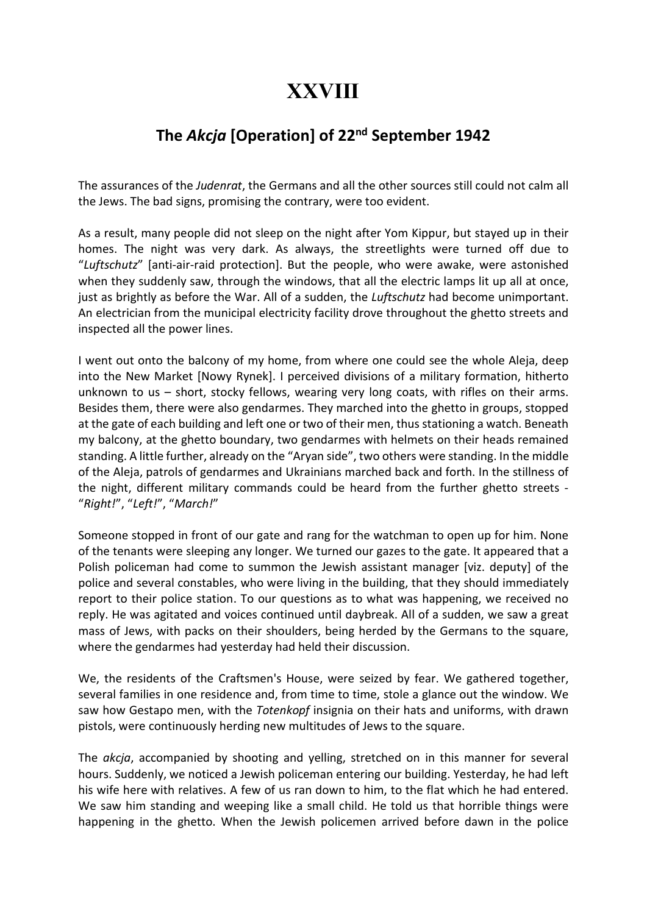# XXVIII

## The *Akcja* [Operation] of 22nd September 1942

The assurances of the *Judenrat*, the Germans and all the other sources still could not calm all the Jews. The bad signs, promising the contrary, were too evident.

As a result, many people did not sleep on the night after Yom Kippur, but stayed up in their homes. The night was very dark. As always, the streetlights were turned off due to "*Luftschutz*" [anti-air-raid protection]. But the people, who were awake, were astonished when they suddenly saw, through the windows, that all the electric lamps lit up all at once, just as brightly as before the War. All of a sudden, the *Luftschutz* had become unimportant. An electrician from the municipal electricity facility drove throughout the ghetto streets and inspected all the power lines.

I went out onto the balcony of my home, from where one could see the whole Aleja, deep into the New Market [Nowy Rynek]. I perceived divisions of a military formation, hitherto unknown to us – short, stocky fellows, wearing very long coats, with rifles on their arms. Besides them, there were also gendarmes. They marched into the ghetto in groups, stopped at the gate of each building and left one or two of their men, thus stationing a watch. Beneath my balcony, at the ghetto boundary, two gendarmes with helmets on their heads remained standing. A little further, already on the "Aryan side", two others were standing. In the middle of the Aleja, patrols of gendarmes and Ukrainians marched back and forth. In the stillness of the night, different military commands could be heard from the further ghetto streets - "*Right!*", "*Left!*", "*March!*"

Someone stopped in front of our gate and rang for the watchman to open up for him. None of the tenants were sleeping any longer. We turned our gazes to the gate. It appeared that a Polish policeman had come to summon the Jewish assistant manager [viz. deputy] of the police and several constables, who were living in the building, that they should immediately report to their police station. To our questions as to what was happening, we received no reply. He was agitated and voices continued until daybreak. All of a sudden, we saw a great mass of Jews, with packs on their shoulders, being herded by the Germans to the square, where the gendarmes had yesterday had held their discussion.

We, the residents of the Craftsmen's House, were seized by fear. We gathered together, several families in one residence and, from time to time, stole a glance out the window. We saw how Gestapo men, with the *Totenkopf* insignia on their hats and uniforms, with drawn pistols, were continuously herding new multitudes of Jews to the square.

The *akcja*, accompanied by shooting and yelling, stretched on in this manner for several hours. Suddenly, we noticed a Jewish policeman entering our building. Yesterday, he had left his wife here with relatives. A few of us ran down to him, to the flat which he had entered. We saw him standing and weeping like a small child. He told us that horrible things were happening in the ghetto. When the Jewish policemen arrived before dawn in the police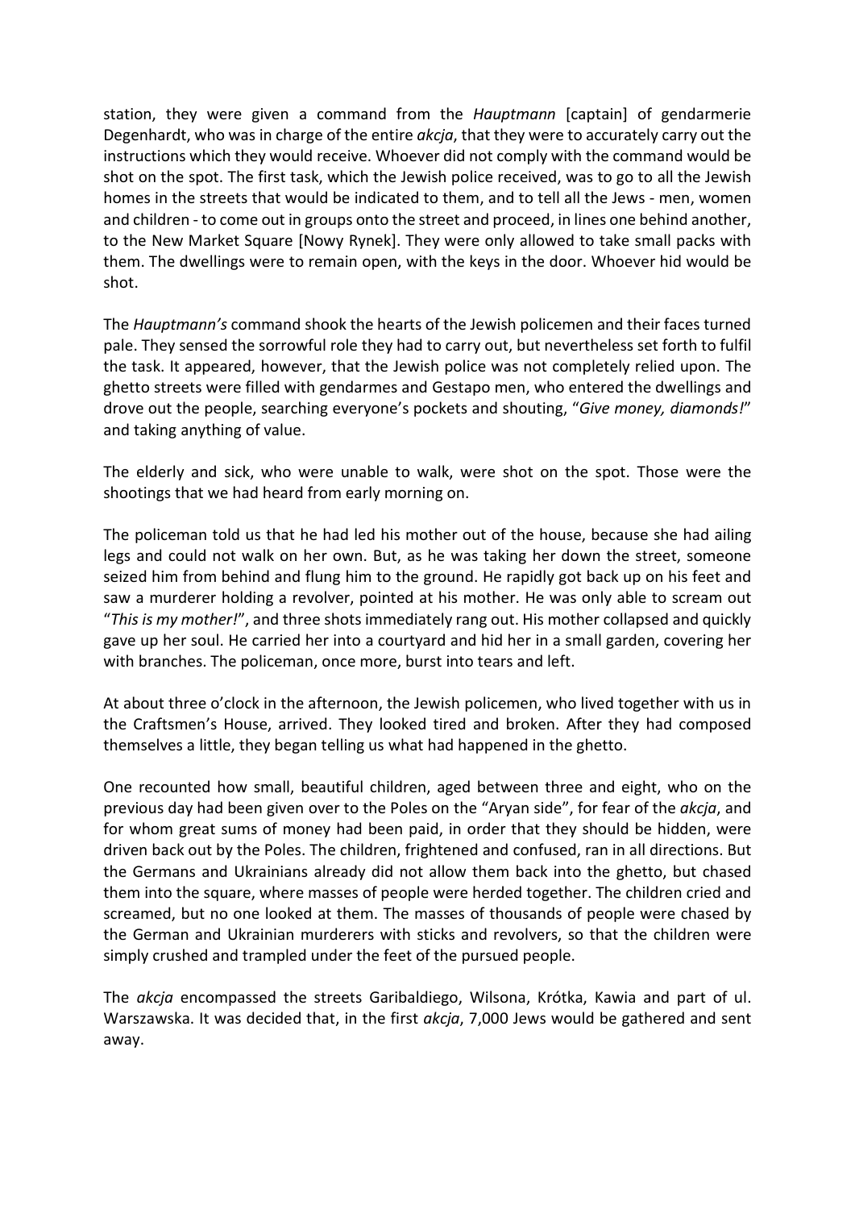station, they were given a command from the *Hauptmann* [captain] of gendarmerie Degenhardt, who was in charge of the entire *akcja*, that they were to accurately carry out the instructions which they would receive. Whoever did not comply with the command would be shot on the spot. The first task, which the Jewish police received, was to go to all the Jewish homes in the streets that would be indicated to them, and to tell all the Jews - men, women and children - to come out in groups onto the street and proceed, in lines one behind another, to the New Market Square [Nowy Rynek]. They were only allowed to take small packs with them. The dwellings were to remain open, with the keys in the door. Whoever hid would be shot.

The *Hauptmann's* command shook the hearts of the Jewish policemen and their faces turned pale. They sensed the sorrowful role they had to carry out, but nevertheless set forth to fulfil the task. It appeared, however, that the Jewish police was not completely relied upon. The ghetto streets were filled with gendarmes and Gestapo men, who entered the dwellings and drove out the people, searching everyone's pockets and shouting, "*Give money, diamonds!*" and taking anything of value.

The elderly and sick, who were unable to walk, were shot on the spot. Those were the shootings that we had heard from early morning on.

The policeman told us that he had led his mother out of the house, because she had ailing legs and could not walk on her own. But, as he was taking her down the street, someone seized him from behind and flung him to the ground. He rapidly got back up on his feet and saw a murderer holding a revolver, pointed at his mother. He was only able to scream out "*This is my mother!*", and three shots immediately rang out. His mother collapsed and quickly gave up her soul. He carried her into a courtyard and hid her in a small garden, covering her with branches. The policeman, once more, burst into tears and left.

At about three o'clock in the afternoon, the Jewish policemen, who lived together with us in the Craftsmen's House, arrived. They looked tired and broken. After they had composed themselves a little, they began telling us what had happened in the ghetto.

One recounted how small, beautiful children, aged between three and eight, who on the previous day had been given over to the Poles on the "Aryan side", for fear of the *akcja*, and for whom great sums of money had been paid, in order that they should be hidden, were driven back out by the Poles. The children, frightened and confused, ran in all directions. But the Germans and Ukrainians already did not allow them back into the ghetto, but chased them into the square, where masses of people were herded together. The children cried and screamed, but no one looked at them. The masses of thousands of people were chased by the German and Ukrainian murderers with sticks and revolvers, so that the children were simply crushed and trampled under the feet of the pursued people.

The *akcja* encompassed the streets Garibaldiego, Wilsona, Krótka, Kawia and part of ul. Warszawska. It was decided that, in the first *akcja*, 7,000 Jews would be gathered and sent away.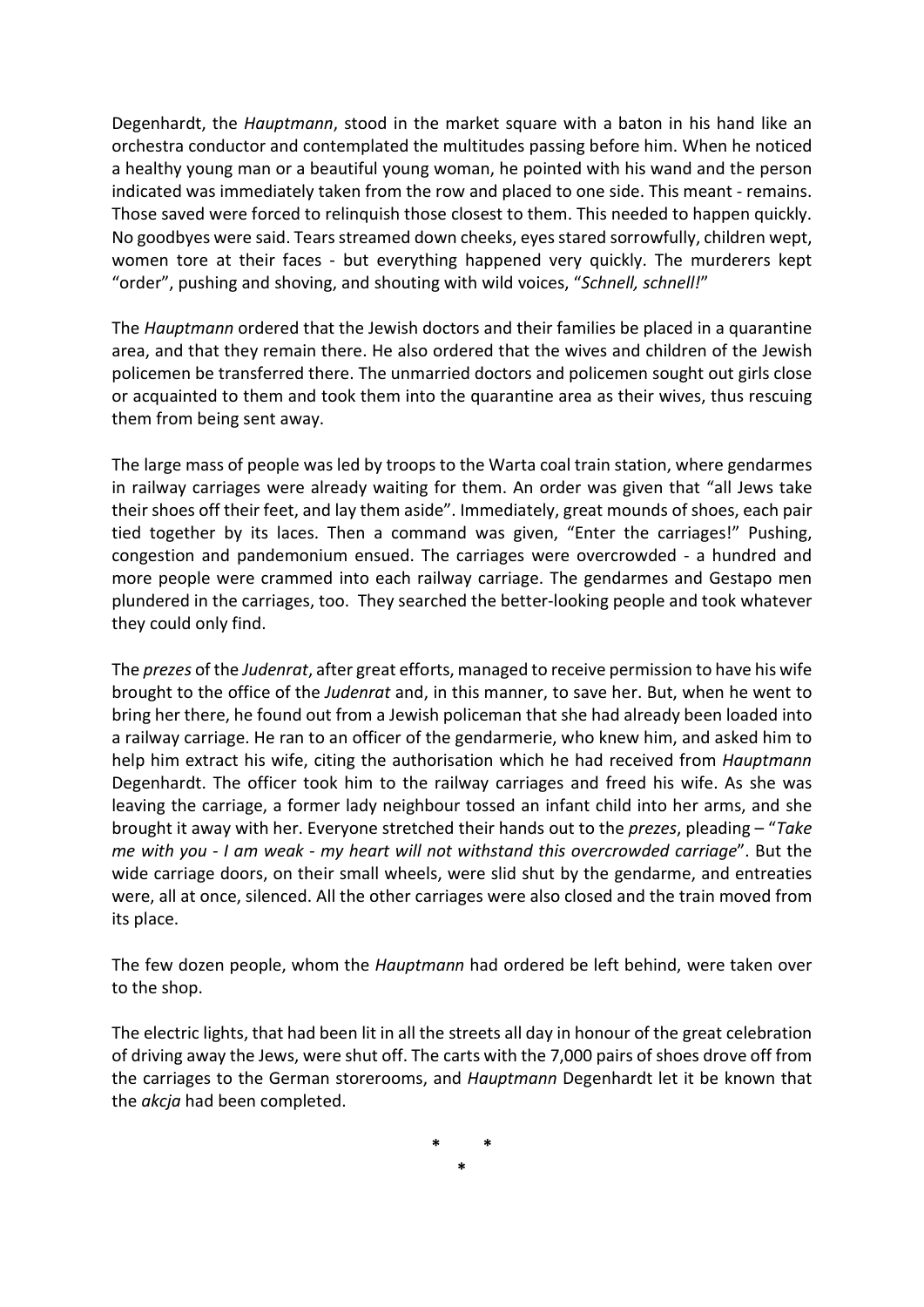Degenhardt, the *Hauptmann*, stood in the market square with a baton in his hand like an orchestra conductor and contemplated the multitudes passing before him. When he noticed a healthy young man or a beautiful young woman, he pointed with his wand and the person indicated was immediately taken from the row and placed to one side. This meant - remains. Those saved were forced to relinquish those closest to them. This needed to happen quickly. No goodbyes were said. Tears streamed down cheeks, eyes stared sorrowfully, children wept, women tore at their faces - but everything happened very quickly. The murderers kept "order", pushing and shoving, and shouting with wild voices, "*Schnell, schnell!*"

The *Hauptmann* ordered that the Jewish doctors and their families be placed in a quarantine area, and that they remain there. He also ordered that the wives and children of the Jewish policemen be transferred there. The unmarried doctors and policemen sought out girls close or acquainted to them and took them into the quarantine area as their wives, thus rescuing them from being sent away.

The large mass of people was led by troops to the Warta coal train station, where gendarmes in railway carriages were already waiting for them. An order was given that "all Jews take their shoes off their feet, and lay them aside". Immediately, great mounds of shoes, each pair tied together by its laces. Then a command was given, "Enter the carriages!" Pushing, congestion and pandemonium ensued. The carriages were overcrowded - a hundred and more people were crammed into each railway carriage. The gendarmes and Gestapo men plundered in the carriages, too. They searched the better-looking people and took whatever they could only find.

The *prezes* of the *Judenrat*, after great efforts, managed to receive permission to have his wife brought to the office of the *Judenrat* and, in this manner, to save her. But, when he went to bring her there, he found out from a Jewish policeman that she had already been loaded into a railway carriage. He ran to an officer of the gendarmerie, who knew him, and asked him to help him extract his wife, citing the authorisation which he had received from *Hauptmann* Degenhardt. The officer took him to the railway carriages and freed his wife. As she was leaving the carriage, a former lady neighbour tossed an infant child into her arms, and she brought it away with her. Everyone stretched their hands out to the *prezes*, pleading – "*Take me with you - I am weak - my heart will not withstand this overcrowded carriage*". But the wide carriage doors, on their small wheels, were slid shut by the gendarme, and entreaties were, all at once, silenced. All the other carriages were also closed and the train moved from its place.

The few dozen people, whom the *Hauptmann* had ordered be left behind, were taken over to the shop.

The electric lights, that had been lit in all the streets all day in honour of the great celebration of driving away the Jews, were shut off. The carts with the 7,000 pairs of shoes drove off from the carriages to the German storerooms, and *Hauptmann* Degenhardt let it be known that the *akcja* had been completed.

\* \* \*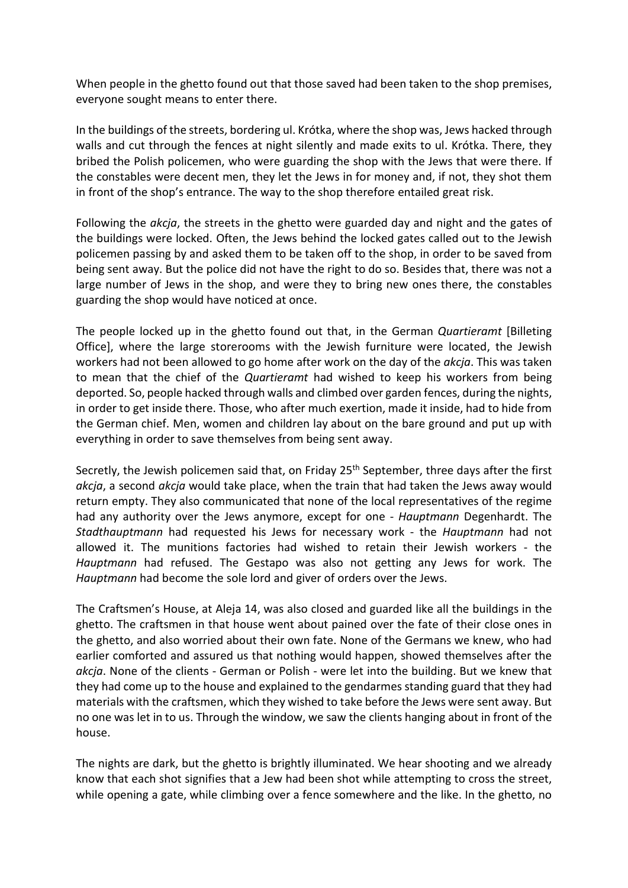When people in the ghetto found out that those saved had been taken to the shop premises, everyone sought means to enter there.

In the buildings of the streets, bordering ul. Krótka, where the shop was, Jews hacked through walls and cut through the fences at night silently and made exits to ul. Krótka. There, they bribed the Polish policemen, who were guarding the shop with the Jews that were there. If the constables were decent men, they let the Jews in for money and, if not, they shot them in front of the shop's entrance. The way to the shop therefore entailed great risk.

Following the *akcja*, the streets in the ghetto were guarded day and night and the gates of the buildings were locked. Often, the Jews behind the locked gates called out to the Jewish policemen passing by and asked them to be taken off to the shop, in order to be saved from being sent away. But the police did not have the right to do so. Besides that, there was not a large number of Jews in the shop, and were they to bring new ones there, the constables guarding the shop would have noticed at once.

The people locked up in the ghetto found out that, in the German *Quartieramt* [Billeting Office], where the large storerooms with the Jewish furniture were located, the Jewish workers had not been allowed to go home after work on the day of the *akcja*. This was taken to mean that the chief of the *Quartieramt* had wished to keep his workers from being deported. So, people hacked through walls and climbed over garden fences, during the nights, in order to get inside there. Those, who after much exertion, made it inside, had to hide from the German chief. Men, women and children lay about on the bare ground and put up with everything in order to save themselves from being sent away.

Secretly, the Jewish policemen said that, on Friday 25th September, three days after the first *akcja*, a second *akcja* would take place, when the train that had taken the Jews away would return empty. They also communicated that none of the local representatives of the regime had any authority over the Jews anymore, except for one - *Hauptmann* Degenhardt. The *Stadthauptmann* had requested his Jews for necessary work - the *Hauptmann* had not allowed it. The munitions factories had wished to retain their Jewish workers - the *Hauptmann* had refused. The Gestapo was also not getting any Jews for work. The *Hauptmann* had become the sole lord and giver of orders over the Jews.

The Craftsmen's House, at Aleja 14, was also closed and guarded like all the buildings in the ghetto. The craftsmen in that house went about pained over the fate of their close ones in the ghetto, and also worried about their own fate. None of the Germans we knew, who had earlier comforted and assured us that nothing would happen, showed themselves after the *akcja*. None of the clients - German or Polish - were let into the building. But we knew that they had come up to the house and explained to the gendarmes standing guard that they had materials with the craftsmen, which they wished to take before the Jews were sent away. But no one was let in to us. Through the window, we saw the clients hanging about in front of the house.

The nights are dark, but the ghetto is brightly illuminated. We hear shooting and we already know that each shot signifies that a Jew had been shot while attempting to cross the street, while opening a gate, while climbing over a fence somewhere and the like. In the ghetto, no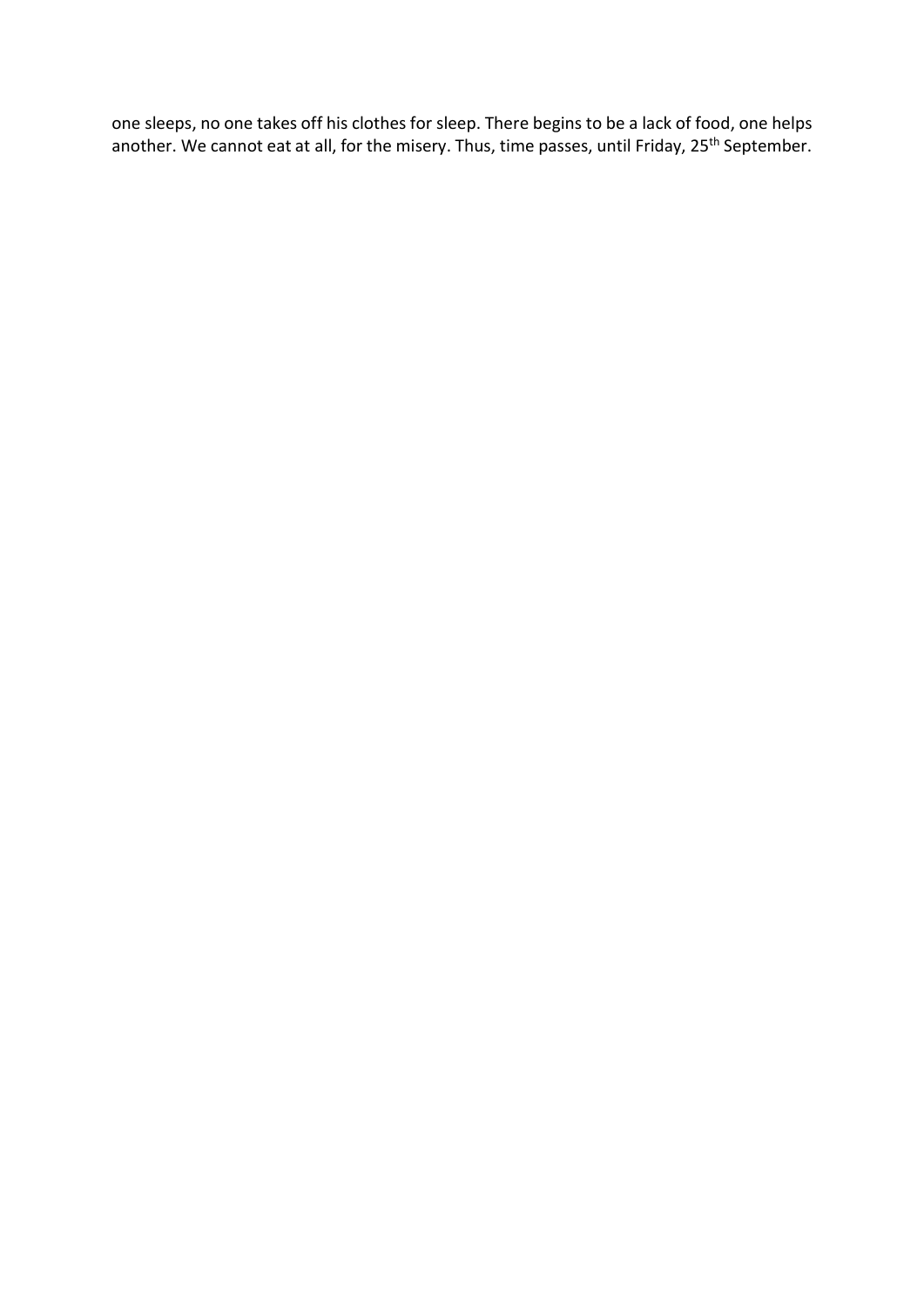one sleeps, no one takes off his clothes for sleep. There begins to be a lack of food, one helps another. We cannot eat at all, for the misery. Thus, time passes, until Friday, 25th September.